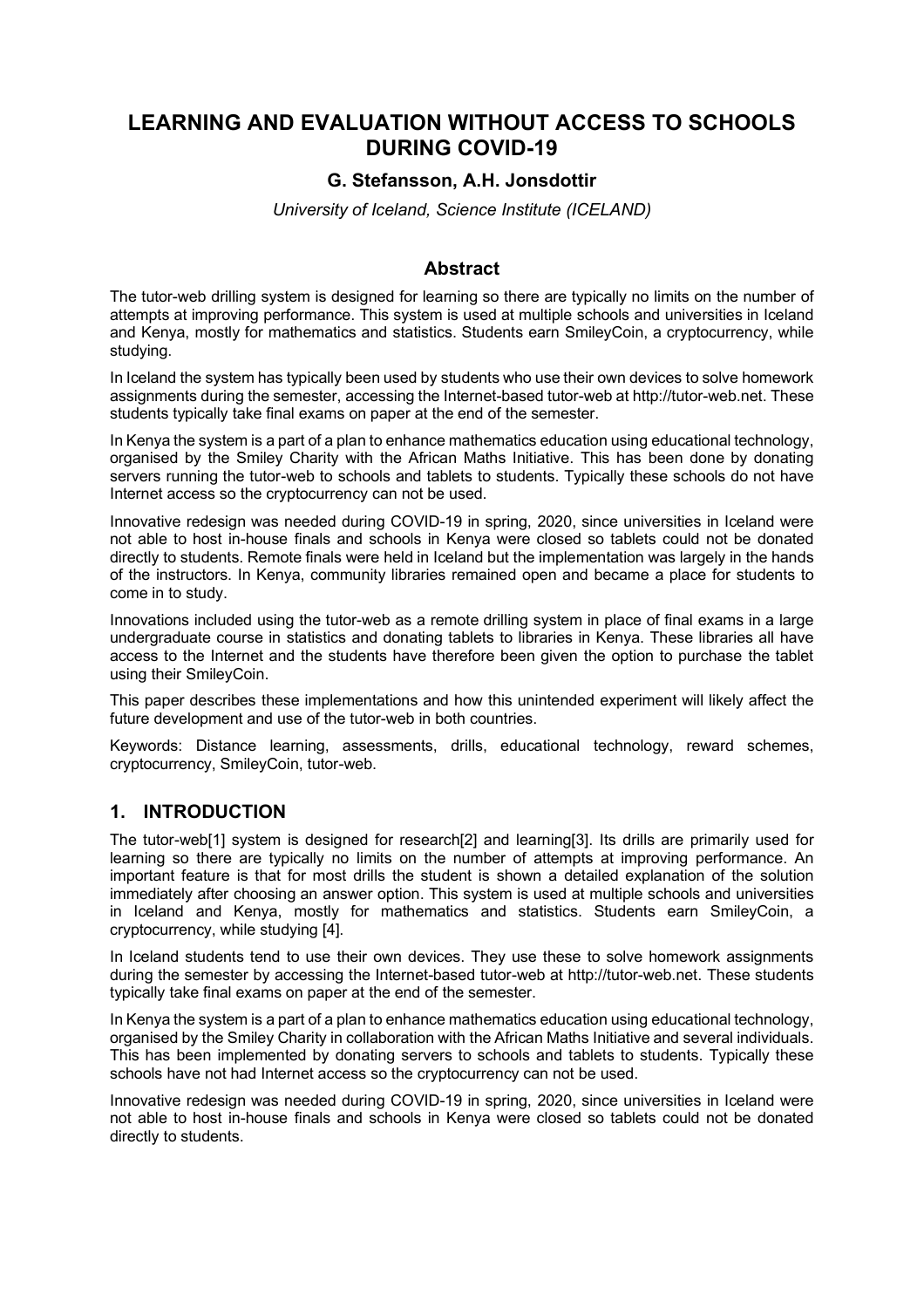# LEARNING AND EVALUATION WITHOUT ACCESS TO SCHOOLS DURING COVID-19

### G. Stefansson, A.H. Jonsdottir

*University of Iceland, Science Institute (ICELAND)*

## Abstract

The tutor-web drilling system is designed for learning so there are typically no limits on the number of attempts at improving performance. This system is used at multiple schools and universities in Iceland and Kenya, mostly for mathematics and statistics. Students earn SmileyCoin, a cryptocurrency, while studying.

In Iceland the system has typically been used by students who use their own devices to solve homework assignments during the semester, accessing the Internet-based tutor-web at http://tutor-web.net. These students typically take final exams on paper at the end of the semester.

In Kenya the system is a part of a plan to enhance mathematics education using educational technology, organised by the Smiley Charity with the African Maths Initiative. This has been done by donating servers running the tutor-web to schools and tablets to students. Typically these schools do not have Internet access so the cryptocurrency can not be used.

Innovative redesign was needed during COVID-19 in spring, 2020, since universities in Iceland were not able to host in-house finals and schools in Kenya were closed so tablets could not be donated directly to students. Remote finals were held in Iceland but the implementation was largely in the hands of the instructors. In Kenya, community libraries remained open and became a place for students to come in to study.

Innovations included using the tutor-web as a remote drilling system in place of final exams in a large undergraduate course in statistics and donating tablets to libraries in Kenya. These libraries all have access to the Internet and the students have therefore been given the option to purchase the tablet using their SmileyCoin.

This paper describes these implementations and how this unintended experiment will likely affect the future development and use of the tutor-web in both countries.

Keywords: Distance learning, assessments, drills, educational technology, reward schemes, cryptocurrency, SmileyCoin, tutor-web.

## 1. INTRODUCTION

The tutor-web[1] system is designed for research[2] and learning[3]. Its drills are primarily used for learning so there are typically no limits on the number of attempts at improving performance. An important feature is that for most drills the student is shown a detailed explanation of the solution immediately after choosing an answer option. This system is used at multiple schools and universities in Iceland and Kenya, mostly for mathematics and statistics. Students earn SmileyCoin, a cryptocurrency, while studying [4].

In Iceland students tend to use their own devices. They use these to solve homework assignments during the semester by accessing the Internet-based tutor-web at http://tutor-web.net. These students typically take final exams on paper at the end of the semester.

In Kenya the system is a part of a plan to enhance mathematics education using educational technology, organised by the Smiley Charity in collaboration with the African Maths Initiative and several individuals. This has been implemented by donating servers to schools and tablets to students. Typically these schools have not had Internet access so the cryptocurrency can not be used.

Innovative redesign was needed during COVID-19 in spring, 2020, since universities in Iceland were not able to host in-house finals and schools in Kenya were closed so tablets could not be donated directly to students.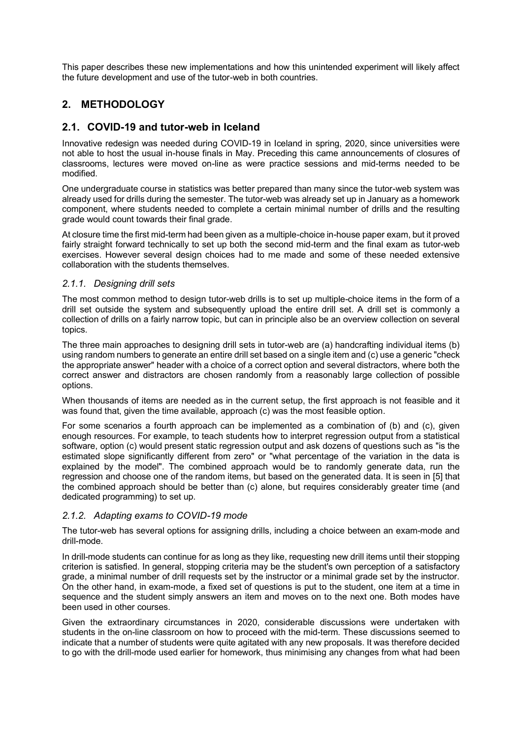This paper describes these new implementations and how this unintended experiment will likely affect the future development and use of the tutor-web in both countries.

## 2. METHODOLOGY

### 2.1. COVID-19 and tutor-web in Iceland

Innovative redesign was needed during COVID-19 in Iceland in spring, 2020, since universities were not able to host the usual in-house finals in May. Preceding this came announcements of closures of classrooms, lectures were moved on-line as were practice sessions and mid-terms needed to be modified.

One undergraduate course in statistics was better prepared than many since the tutor-web system was already used for drills during the semester. The tutor-web was already set up in January as a homework component, where students needed to complete a certain minimal number of drills and the resulting grade would count towards their final grade.

At closure time the first mid-term had been given as a multiple-choice in-house paper exam, but it proved fairly straight forward technically to set up both the second mid-term and the final exam as tutor-web exercises. However several design choices had to me made and some of these needed extensive collaboration with the students themselves.

#### *2.1.1. Designing drill sets*

The most common method to design tutor-web drills is to set up multiple-choice items in the form of a drill set outside the system and subsequently upload the entire drill set. A drill set is commonly a collection of drills on a fairly narrow topic, but can in principle also be an overview collection on several topics.

The three main approaches to designing drill sets in tutor-web are (a) handcrafting individual items (b) using random numbers to generate an entire drill set based on a single item and (c) use a generic "check the appropriate answer" header with a choice of a correct option and several distractors, where both the correct answer and distractors are chosen randomly from a reasonably large collection of possible options.

When thousands of items are needed as in the current setup, the first approach is not feasible and it was found that, given the time available, approach (c) was the most feasible option.

For some scenarios a fourth approach can be implemented as a combination of (b) and (c), given enough resources. For example, to teach students how to interpret regression output from a statistical software, option (c) would present static regression output and ask dozens of questions such as "is the estimated slope significantly different from zero" or "what percentage of the variation in the data is explained by the model". The combined approach would be to randomly generate data, run the regression and choose one of the random items, but based on the generated data. It is seen in [5] that the combined approach should be better than (c) alone, but requires considerably greater time (and dedicated programming) to set up.

#### *2.1.2. Adapting exams to COVID-19 mode*

The tutor-web has several options for assigning drills, including a choice between an exam-mode and drill-mode.

In drill-mode students can continue for as long as they like, requesting new drill items until their stopping criterion is satisfied. In general, stopping criteria may be the student's own perception of a satisfactory grade, a minimal number of drill requests set by the instructor or a minimal grade set by the instructor. On the other hand, in exam-mode, a fixed set of questions is put to the student, one item at a time in sequence and the student simply answers an item and moves on to the next one. Both modes have been used in other courses.

Given the extraordinary circumstances in 2020, considerable discussions were undertaken with students in the on-line classroom on how to proceed with the mid-term. These discussions seemed to indicate that a number of students were quite agitated with any new proposals. It was therefore decided to go with the drill-mode used earlier for homework, thus minimising any changes from what had been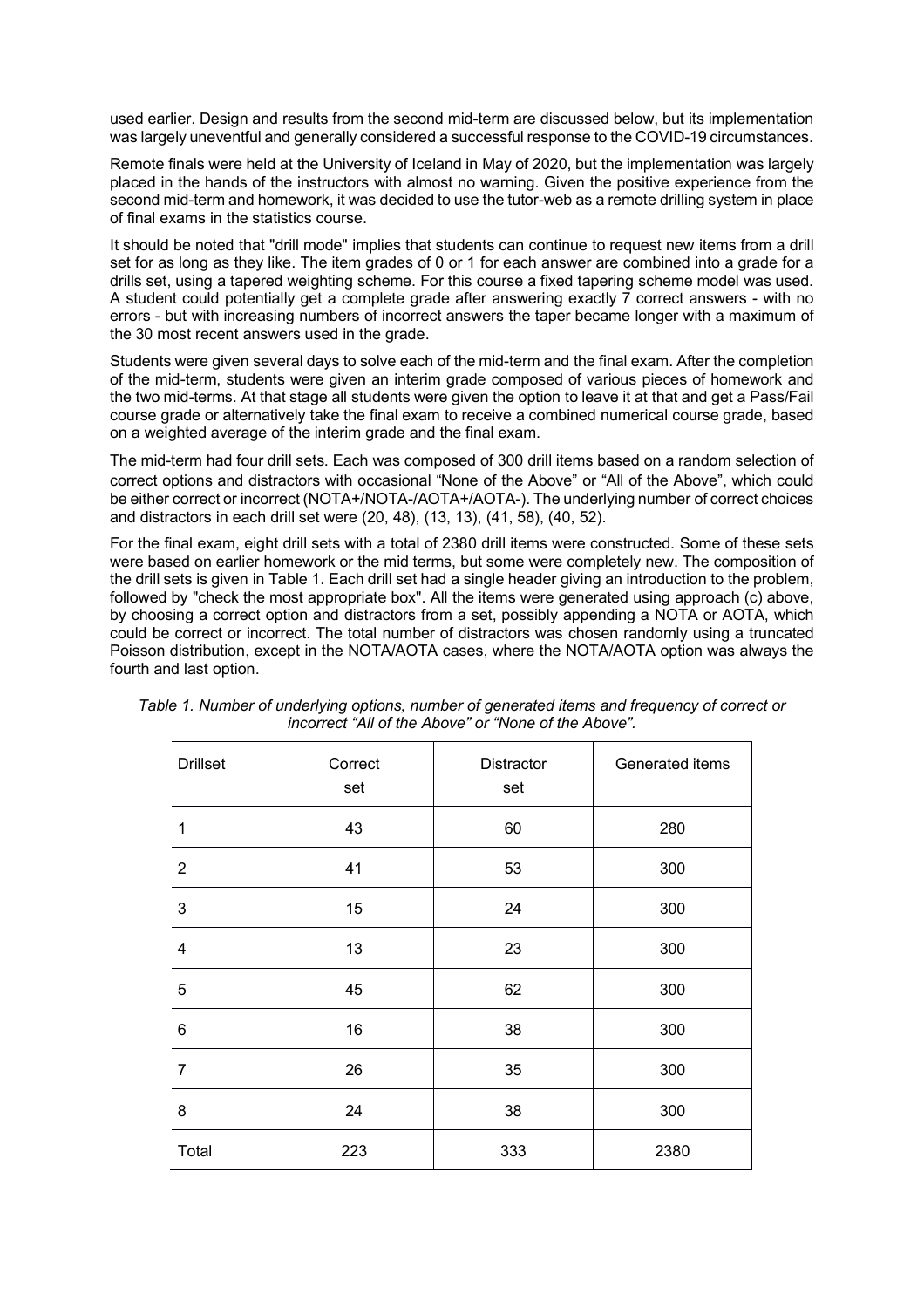used earlier. Design and results from the second mid-term are discussed below, but its implementation was largely uneventful and generally considered a successful response to the COVID-19 circumstances.

Remote finals were held at the University of Iceland in May of 2020, but the implementation was largely placed in the hands of the instructors with almost no warning. Given the positive experience from the second mid-term and homework, it was decided to use the tutor-web as a remote drilling system in place of final exams in the statistics course.

It should be noted that "drill mode" implies that students can continue to request new items from a drill set for as long as they like. The item grades of 0 or 1 for each answer are combined into a grade for a drills set, using a tapered weighting scheme. For this course a fixed tapering scheme model was used. A student could potentially get a complete grade after answering exactly 7 correct answers - with no errors - but with increasing numbers of incorrect answers the taper became longer with a maximum of the 30 most recent answers used in the grade.

Students were given several days to solve each of the mid-term and the final exam. After the completion of the mid-term, students were given an interim grade composed of various pieces of homework and the two mid-terms. At that stage all students were given the option to leave it at that and get a Pass/Fail course grade or alternatively take the final exam to receive a combined numerical course grade, based on a weighted average of the interim grade and the final exam.

The mid-term had four drill sets. Each was composed of 300 drill items based on a random selection of correct options and distractors with occasional "None of the Above" or "All of the Above", which could be either correct or incorrect (NOTA+/NOTA-/AOTA+/AOTA-). The underlying number of correct choices and distractors in each drill set were (20, 48), (13, 13), (41, 58), (40, 52).

For the final exam, eight drill sets with a total of 2380 drill items were constructed. Some of these sets were based on earlier homework or the mid terms, but some were completely new. The composition of the drill sets is given in Table 1. Each drill set had a single header giving an introduction to the problem, followed by "check the most appropriate box". All the items were generated using approach (c) above, by choosing a correct option and distractors from a set, possibly appending a NOTA or AOTA, which could be correct or incorrect. The total number of distractors was chosen randomly using a truncated Poisson distribution, except in the NOTA/AOTA cases, where the NOTA/AOTA option was always the fourth and last option.

*Table 1. Number of underlying options, number of generated items and frequency of correct or incorrect "All of the Above" or "None of the Above".*

| Drillset | Correct set | Distractor set | Generated items |
|---|---|---|---|
| 1 | 43 | 60 | 280 |
| 2 | 41 | 53 | 300 |
| 3 | 15 | 24 | 300 |
| 4 | 13 | 23 | 300 |
| 5 | 45 | 62 | 300 |
| 6 | 16 | 38 | 300 |
| 7 | 26 | 35 | 300 |
| 8 | 24 | 38 | 300 |
| Total | 223 | 333 | 2380 |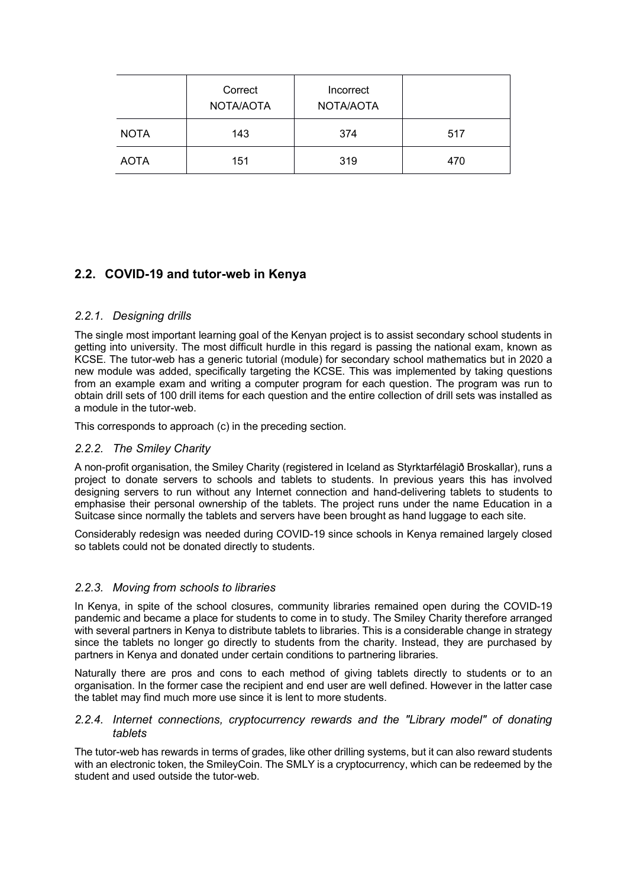| | Correct NOTA/AOTA | Incorrect NOTA/AOTA | |
|---|---|---|---|
| NOTA | 143 | 374 | 517 |
| AOTA | 151 | 319 | 470 |

## 2.2. COVID-19 and tutor-web in Kenya

### *2.2.1. Designing drills*

The single most important learning goal of the Kenyan project is to assist secondary school students in getting into university. The most difficult hurdle in this regard is passing the national exam, known as KCSE. The tutor-web has a generic tutorial (module) for secondary school mathematics but in 2020 a new module was added, specifically targeting the KCSE. This was implemented by taking questions from an example exam and writing a computer program for each question. The program was run to obtain drill sets of 100 drill items for each question and the entire collection of drill sets was installed as a module in the tutor-web.

This corresponds to approach (c) in the preceding section.

### *2.2.2. The Smiley Charity*

A non-profit organisation, the Smiley Charity (registered in Iceland as Styrktarfélagið Broskallar), runs a project to donate servers to schools and tablets to students. In previous years this has involved designing servers to run without any Internet connection and hand-delivering tablets to students to emphasise their personal ownership of the tablets. The project runs under the name Education in a Suitcase since normally the tablets and servers have been brought as hand luggage to each site.

Considerably redesign was needed during COVID-19 since schools in Kenya remained largely closed so tablets could not be donated directly to students.

### *2.2.3. Moving from schools to libraries*

In Kenya, in spite of the school closures, community libraries remained open during the COVID-19 pandemic and became a place for students to come in to study. The Smiley Charity therefore arranged with several partners in Kenya to distribute tablets to libraries. This is a considerable change in strategy since the tablets no longer go directly to students from the charity. Instead, they are purchased by partners in Kenya and donated under certain conditions to partnering libraries.

Naturally there are pros and cons to each method of giving tablets directly to students or to an organisation. In the former case the recipient and end user are well defined. However in the latter case the tablet may find much more use since it is lent to more students.

### *2.2.4. Internet connections, cryptocurrency rewards and the "Library model" of donating tablets*

The tutor-web has rewards in terms of grades, like other drilling systems, but it can also reward students with an electronic token, the SmileyCoin. The SMLY is a cryptocurrency, which can be redeemed by the student and used outside the tutor-web.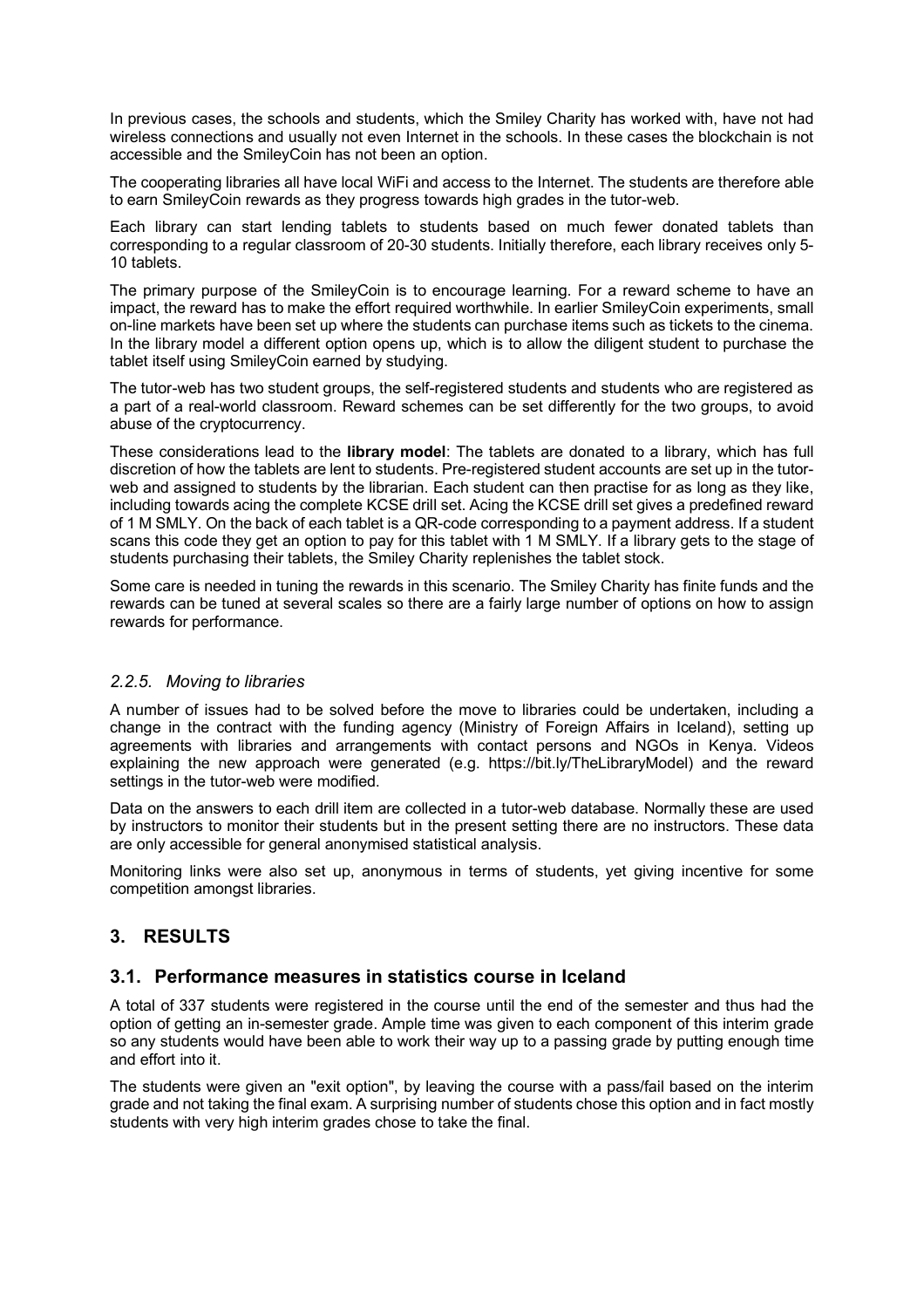In previous cases, the schools and students, which the Smiley Charity has worked with, have not had wireless connections and usually not even Internet in the schools. In these cases the blockchain is not accessible and the SmileyCoin has not been an option.

The cooperating libraries all have local WiFi and access to the Internet. The students are therefore able to earn SmileyCoin rewards as they progress towards high grades in the tutor-web.

Each library can start lending tablets to students based on much fewer donated tablets than corresponding to a regular classroom of 20-30 students. Initially therefore, each library receives only 5-10 tablets.

The primary purpose of the SmileyCoin is to encourage learning. For a reward scheme to have an impact, the reward has to make the effort required worthwhile. In earlier SmileyCoin experiments, small on-line markets have been set up where the students can purchase items such as tickets to the cinema. In the library model a different option opens up, which is to allow the diligent student to purchase the tablet itself using SmileyCoin earned by studying.

The tutor-web has two student groups, the self-registered students and students who are registered as a part of a real-world classroom. Reward schemes can be set differently for the two groups, to avoid abuse of the cryptocurrency.

These considerations lead to the **library model**: The tablets are donated to a library, which has full discretion of how the tablets are lent to students. Pre-registered student accounts are set up in the tutor-web and assigned to students by the librarian. Each student can then practise for as long as they like, including towards acing the complete KCSE drill set. Acing the KCSE drill set gives a predefined reward of 1 M SMLY. On the back of each tablet is a QR-code corresponding to a payment address. If a student scans this code they get an option to pay for this tablet with 1 M SMLY. If a library gets to the stage of students purchasing their tablets, the Smiley Charity replenishes the tablet stock.

Some care is needed in tuning the rewards in this scenario. The Smiley Charity has finite funds and the rewards can be tuned at several scales so there are a fairly large number of options on how to assign rewards for performance.

### *2.2.5. Moving to libraries*

A number of issues had to be solved before the move to libraries could be undertaken, including a change in the contract with the funding agency (Ministry of Foreign Affairs in Iceland), setting up agreements with libraries and arrangements with contact persons and NGOs in Kenya. Videos explaining the new approach were generated (e.g. https://bit.ly/TheLibraryModel) and the reward settings in the tutor-web were modified.

Data on the answers to each drill item are collected in a tutor-web database. Normally these are used by instructors to monitor their students but in the present setting there are no instructors. These data are only accessible for general anonymised statistical analysis.

Monitoring links were also set up, anonymous in terms of students, yet giving incentive for some competition amongst libraries.

## 3. RESULTS

### 3.1. Performance measures in statistics course in Iceland

A total of 337 students were registered in the course until the end of the semester and thus had the option of getting an in-semester grade. Ample time was given to each component of this interim grade so any students would have been able to work their way up to a passing grade by putting enough time and effort into it.

The students were given an "exit option", by leaving the course with a pass/fail based on the interim grade and not taking the final exam. A surprising number of students chose this option and in fact mostly students with very high interim grades chose to take the final.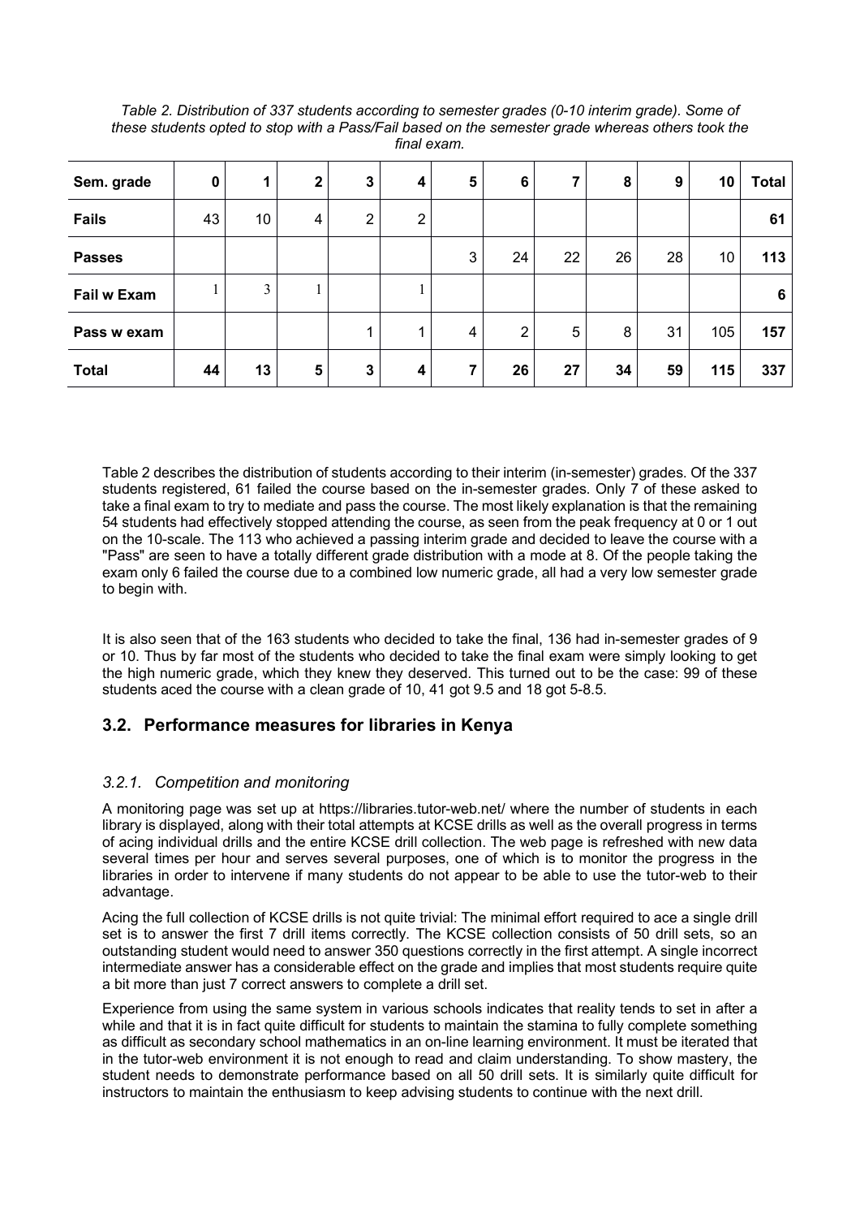*Table 2. Distribution of 337 students according to semester grades (0-10 interim grade). Some of these students opted to stop with a Pass/Fail based on the semester grade whereas others took the final exam.*

| **Sem. grade** | **0** | **1** | **2** | **3** | **4** | **5** | **6** | **7** | **8** | **9** | **10** | **Total** |
|---|---|---|---|---|---|---|---|---|---|---|---|---|
| **Fails** | 43 | 10 | 4 | 2 | 2 | | | | | | | **61** |
| **Passes** | | | | | | 3 | 24 | 22 | 26 | 28 | 10 | **113** |
| **Fail w Exam** | 1 | 3 | 1 | | 1 | | | | | | | **6** |
| **Pass w exam** | | | | 1 | 1 | 4 | 2 | 5 | 8 | 31 | 105 | **157** |
| **Total** | **44** | **13** | **5** | **3** | **4** | **7** | **26** | **27** | **34** | **59** | **115** | **337** |

Table 2 describes the distribution of students according to their interim (in-semester) grades. Of the 337 students registered, 61 failed the course based on the in-semester grades. Only 7 of these asked to take a final exam to try to mediate and pass the course. The most likely explanation is that the remaining 54 students had effectively stopped attending the course, as seen from the peak frequency at 0 or 1 out on the 10-scale. The 113 who achieved a passing interim grade and decided to leave the course with a "Pass" are seen to have a totally different grade distribution with a mode at 8. Of the people taking the exam only 6 failed the course due to a combined low numeric grade, all had a very low semester grade to begin with.

It is also seen that of the 163 students who decided to take the final, 136 had in-semester grades of 9 or 10. Thus by far most of the students who decided to take the final exam were simply looking to get the high numeric grade, which they knew they deserved. This turned out to be the case: 99 of these students aced the course with a clean grade of 10, 41 got 9.5 and 18 got 5-8.5.

## 3.2. Performance measures for libraries in Kenya

### *3.2.1. Competition and monitoring*

A monitoring page was set up at https://libraries.tutor-web.net/ where the number of students in each library is displayed, along with their total attempts at KCSE drills as well as the overall progress in terms of acing individual drills and the entire KCSE drill collection. The web page is refreshed with new data several times per hour and serves several purposes, one of which is to monitor the progress in the libraries in order to intervene if many students do not appear to be able to use the tutor-web to their advantage.

Acing the full collection of KCSE drills is not quite trivial: The minimal effort required to ace a single drill set is to answer the first 7 drill items correctly. The KCSE collection consists of 50 drill sets, so an outstanding student would need to answer 350 questions correctly in the first attempt. A single incorrect intermediate answer has a considerable effect on the grade and implies that most students require quite a bit more than just 7 correct answers to complete a drill set.

Experience from using the same system in various schools indicates that reality tends to set in after a while and that it is in fact quite difficult for students to maintain the stamina to fully complete something as difficult as secondary school mathematics in an on-line learning environment. It must be iterated that in the tutor-web environment it is not enough to read and claim understanding. To show mastery, the student needs to demonstrate performance based on all 50 drill sets. It is similarly quite difficult for instructors to maintain the enthusiasm to keep advising students to continue with the next drill.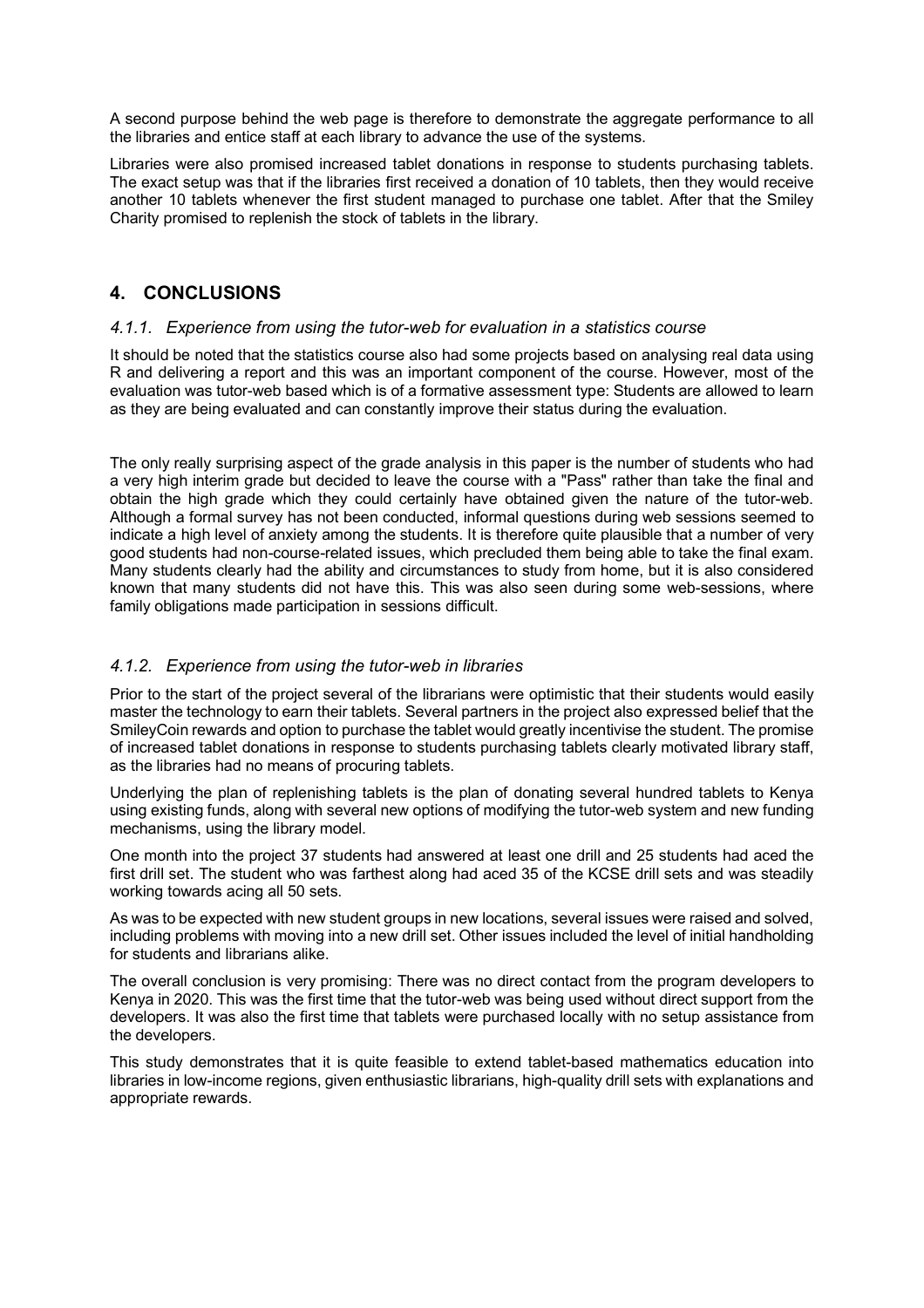A second purpose behind the web page is therefore to demonstrate the aggregate performance to all the libraries and entice staff at each library to advance the use of the systems.

Libraries were also promised increased tablet donations in response to students purchasing tablets. The exact setup was that if the libraries first received a donation of 10 tablets, then they would receive another 10 tablets whenever the first student managed to purchase one tablet. After that the Smiley Charity promised to replenish the stock of tablets in the library.

## 4. CONCLUSIONS

### *4.1.1. Experience from using the tutor-web for evaluation in a statistics course*

It should be noted that the statistics course also had some projects based on analysing real data using R and delivering a report and this was an important component of the course. However, most of the evaluation was tutor-web based which is of a formative assessment type: Students are allowed to learn as they are being evaluated and can constantly improve their status during the evaluation.

The only really surprising aspect of the grade analysis in this paper is the number of students who had a very high interim grade but decided to leave the course with a "Pass" rather than take the final and obtain the high grade which they could certainly have obtained given the nature of the tutor-web. Although a formal survey has not been conducted, informal questions during web sessions seemed to indicate a high level of anxiety among the students. It is therefore quite plausible that a number of very good students had non-course-related issues, which precluded them being able to take the final exam. Many students clearly had the ability and circumstances to study from home, but it is also considered known that many students did not have this. This was also seen during some web-sessions, where family obligations made participation in sessions difficult.

### *4.1.2. Experience from using the tutor-web in libraries*

Prior to the start of the project several of the librarians were optimistic that their students would easily master the technology to earn their tablets. Several partners in the project also expressed belief that the SmileyCoin rewards and option to purchase the tablet would greatly incentivise the student. The promise of increased tablet donations in response to students purchasing tablets clearly motivated library staff, as the libraries had no means of procuring tablets.

Underlying the plan of replenishing tablets is the plan of donating several hundred tablets to Kenya using existing funds, along with several new options of modifying the tutor-web system and new funding mechanisms, using the library model.

One month into the project 37 students had answered at least one drill and 25 students had aced the first drill set. The student who was farthest along had aced 35 of the KCSE drill sets and was steadily working towards acing all 50 sets.

As was to be expected with new student groups in new locations, several issues were raised and solved, including problems with moving into a new drill set. Other issues included the level of initial handholding for students and librarians alike.

The overall conclusion is very promising: There was no direct contact from the program developers to Kenya in 2020. This was the first time that the tutor-web was being used without direct support from the developers. It was also the first time that tablets were purchased locally with no setup assistance from the developers.

This study demonstrates that it is quite feasible to extend tablet-based mathematics education into libraries in low-income regions, given enthusiastic librarians, high-quality drill sets with explanations and appropriate rewards.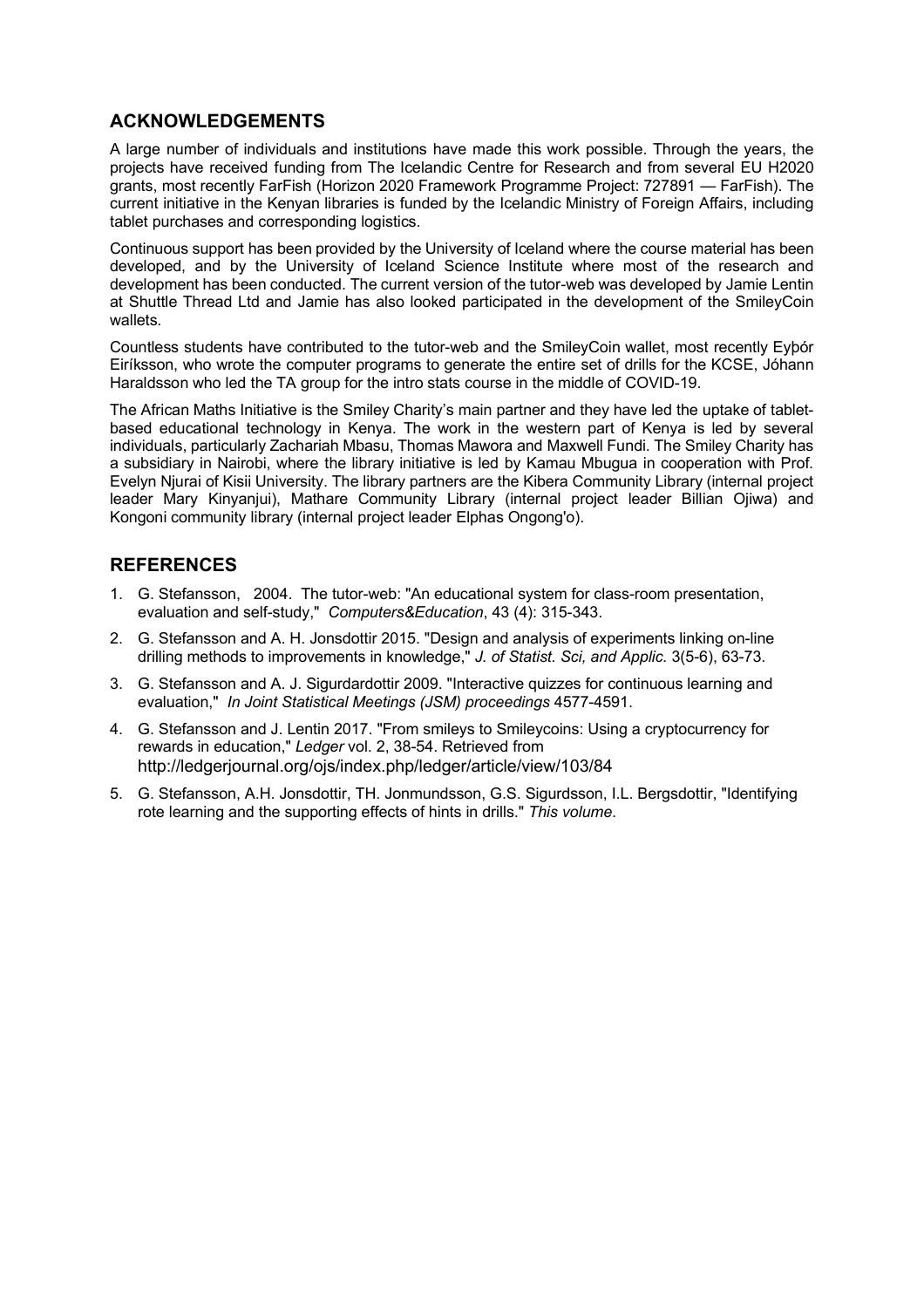## ACKNOWLEDGEMENTS

A large number of individuals and institutions have made this work possible. Through the years, the projects have received funding from The Icelandic Centre for Research and from several EU H2020 grants, most recently FarFish (Horizon 2020 Framework Programme Project: 727891 — FarFish). The current initiative in the Kenyan libraries is funded by the Icelandic Ministry of Foreign Affairs, including tablet purchases and corresponding logistics.

Continuous support has been provided by the University of Iceland where the course material has been developed, and by the University of Iceland Science Institute where most of the research and development has been conducted. The current version of the tutor-web was developed by Jamie Lentin at Shuttle Thread Ltd and Jamie has also looked participated in the development of the SmileyCoin wallets.

Countless students have contributed to the tutor-web and the SmileyCoin wallet, most recently Eyþór Eiríksson, who wrote the computer programs to generate the entire set of drills for the KCSE, Jóhann Haraldsson who led the TA group for the intro stats course in the middle of COVID-19.

The African Maths Initiative is the Smiley Charity's main partner and they have led the uptake of tablet-based educational technology in Kenya. The work in the western part of Kenya is led by several individuals, particularly Zachariah Mbasu, Thomas Mawora and Maxwell Fundi. The Smiley Charity has a subsidiary in Nairobi, where the library initiative is led by Kamau Mbugua in cooperation with Prof. Evelyn Njurai of Kisii University. The library partners are the Kibera Community Library (internal project leader Mary Kinyanjui), Mathare Community Library (internal project leader Billian Ojiwa) and Kongoni community library (internal project leader Elphas Ongong'o).

## REFERENCES

1. G. Stefansson, 2004. The tutor-web: "An educational system for class-room presentation, evaluation and self-study," *Computers&Education*, 43 (4): 315-343.
2. G. Stefansson and A. H. Jonsdottir 2015. "Design and analysis of experiments linking on-line drilling methods to improvements in knowledge," *J. of Statist. Sci, and Applic.* 3(5-6), 63-73.
3. G. Stefansson and A. J. Sigurdardottir 2009. "Interactive quizzes for continuous learning and evaluation," *In Joint Statistical Meetings (JSM) proceedings* 4577-4591.
4. G. Stefansson and J. Lentin 2017. "From smileys to Smileycoins: Using a cryptocurrency for rewards in education," *Ledger* vol. 2, 38-54. Retrieved from http://ledgerjournal.org/ojs/index.php/ledger/article/view/103/84
5. G. Stefansson, A.H. Jonsdottir, TH. Jonmundsson, G.S. Sigurdsson, I.L. Bergsdottir, "Identifying rote learning and the supporting effects of hints in drills." *This volume*.